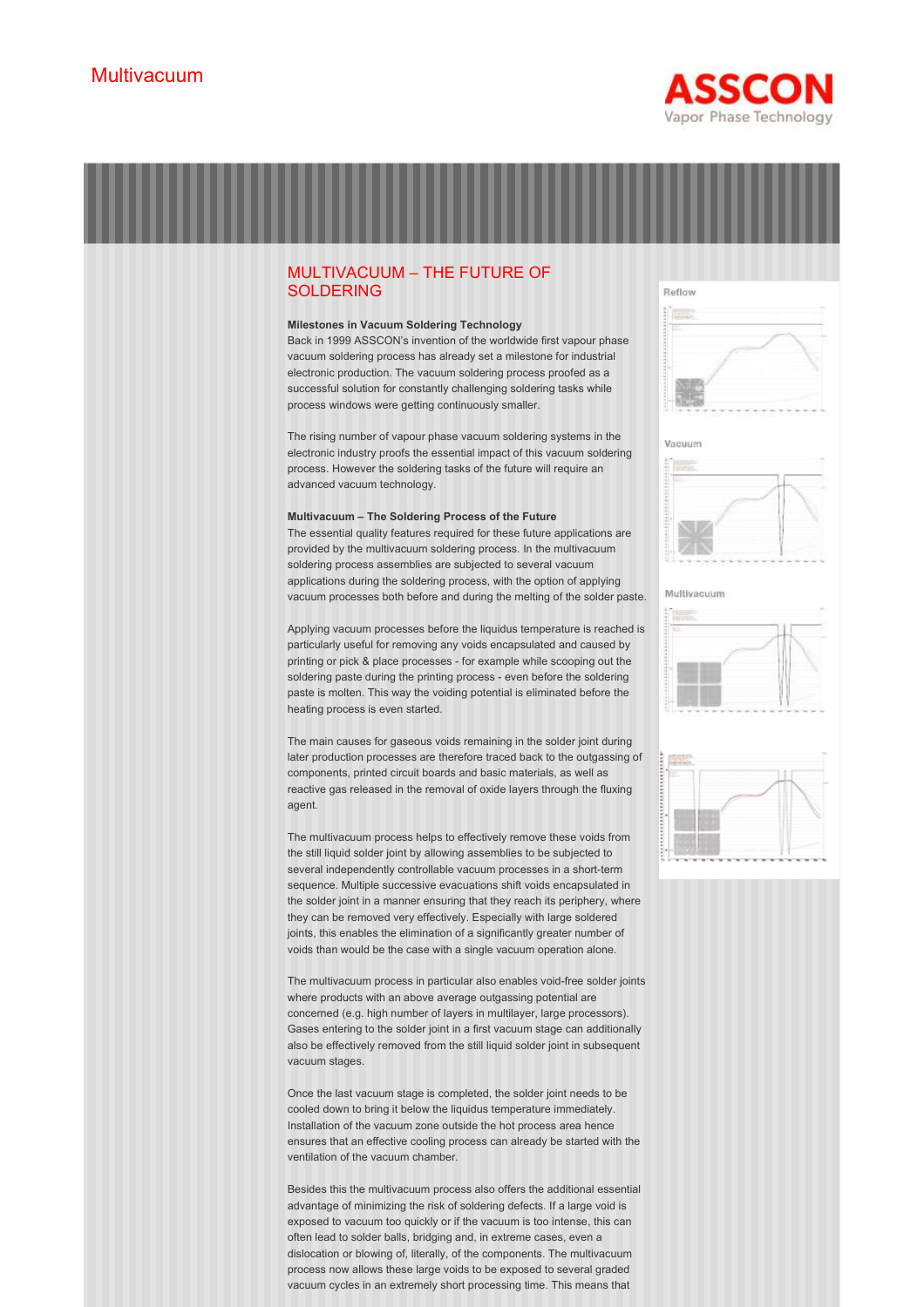# Multivacuum

## MULTIVACUUM – THE FUTURE OF SOLDERING

**Milestones in Vacuum Soldering Technology**

Back in 1999 ASSCON's invention of the worldwide first vapour phase vacuum soldering process has already set a milestone for industrial electronic production. The vacuum soldering process proofed as a successful solution for constantly challenging soldering tasks while process windows were getting continuously smaller.

The rising number of vapour phase vacuum soldering systems in the electronic industry proofs the essential impact of this vacuum soldering process. However the soldering tasks of the future will require an advanced vacuum technology.

**Multivacuum – The Soldering Process of the Future**

The essential quality features required for these future applications are provided by the multivacuum soldering process. In the multivacuum soldering process assemblies are subjected to several vacuum applications during the soldering process, with the option of applying vacuum processes both before and during the melting of the solder paste.

Applying vacuum processes before the liquidus temperature is reached is particularly useful for removing any voids encapsulated and caused by printing or pick & place processes - for example while scooping out the soldering paste during the printing process - even before the soldering paste is molten. This way the voiding potential is eliminated before the heating process is even started.

The main causes for gaseous voids remaining in the solder joint during later production processes are therefore traced back to the outgassing of components, printed circuit boards and basic materials, as well as reactive gas released in the removal of oxide layers through the fluxing agent.

The multivacuum process helps to effectively remove these voids from the still liquid solder joint by allowing assemblies to be subjected to several independently controllable vacuum processes in a short-term sequence. Multiple successive evacuations shift voids encapsulated in the solder joint in a manner ensuring that they reach its periphery, where they can be removed very effectively. Especially with large soldered joints, this enables the elimination of a significantly greater number of voids than would be the case with a single vacuum operation alone.

The multivacuum process in particular also enables void-free solder joints where products with an above average outgassing potential are concerned (e.g. high number of layers in multilayer, large processors). Gases entering to the solder joint in a first vacuum stage can additionally also be effectively removed from the still liquid solder joint in subsequent vacuum stages.

Once the last vacuum stage is completed, the solder joint needs to be cooled down to bring it below the liquidus temperature immediately. Installation of the vacuum zone outside the hot process area hence ensures that an effective cooling process can already be started with the ventilation of the vacuum chamber.

Besides this the multivacuum process also offers the additional essential advantage of minimizing the risk of soldering defects. If a large void is exposed to vacuum too quickly or if the vacuum is too intense, this can often lead to solder balls, bridging and, in extreme cases, even a dislocation or blowing of, literally, of the components. The multivacuum process now allows these large voids to be exposed to several graded vacuum cycles in an extremely short processing time. This means that

Reflow

Vacuum

Multivacuum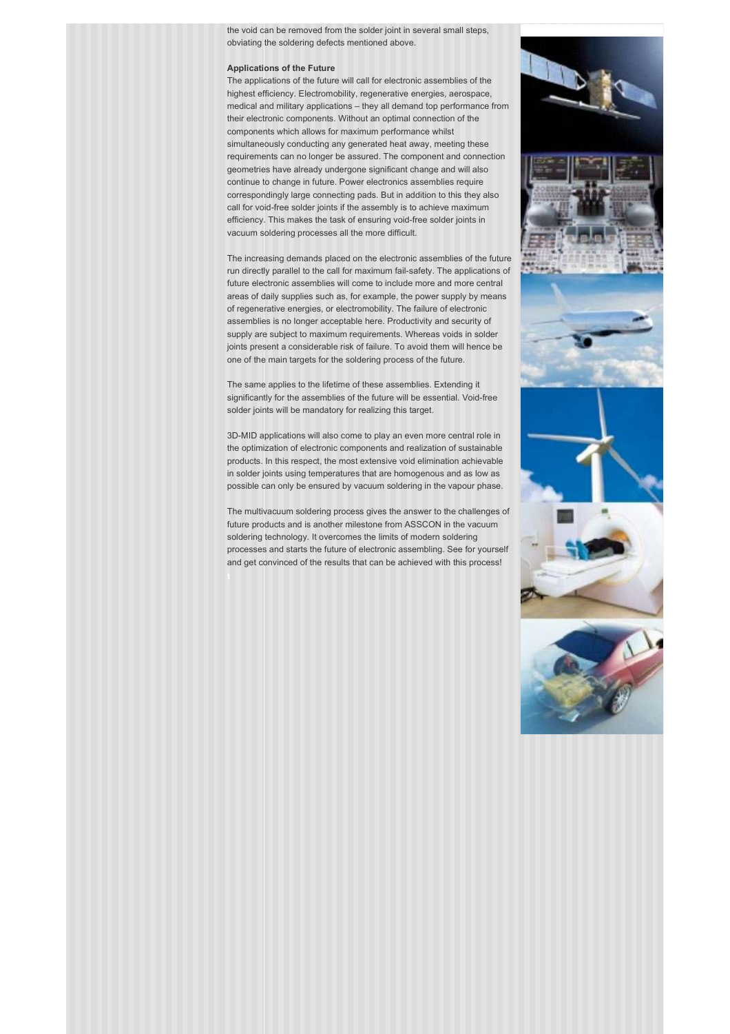the void can be removed from the solder joint in several small steps, obviating the soldering defects mentioned above.

**Applications of the Future**

The applications of the future will call for electronic assemblies of the highest efficiency. Electromobility, regenerative energies, aerospace, medical and military applications – they all demand top performance from their electronic components. Without an optimal connection of the components which allows for maximum performance whilst simultaneously conducting any generated heat away, meeting these requirements can no longer be assured. The component and connection geometries have already undergone significant change and will also continue to change in future. Power electronics assemblies require correspondingly large connecting pads. But in addition to this they also call for void-free solder joints if the assembly is to achieve maximum efficiency. This makes the task of ensuring void-free solder joints in vacuum soldering processes all the more difficult.

The increasing demands placed on the electronic assemblies of the future run directly parallel to the call for maximum fail-safety. The applications of future electronic assemblies will come to include more and more central areas of daily supplies such as, for example, the power supply by means of regenerative energies, or electromobility. The failure of electronic assemblies is no longer acceptable here. Productivity and security of supply are subject to maximum requirements. Whereas voids in solder joints present a considerable risk of failure. To avoid them will hence be one of the main targets for the soldering process of the future.

The same applies to the lifetime of these assemblies. Extending it significantly for the assemblies of the future will be essential. Void-free solder joints will be mandatory for realizing this target.

3D-MID applications will also come to play an even more central role in the optimization of electronic components and realization of sustainable products. In this respect, the most extensive void elimination achievable in solder joints using temperatures that are homogenous and as low as possible can only be ensured by vacuum soldering in the vapour phase.

The multivacuum soldering process gives the answer to the challenges of future products and is another milestone from ASSCON in the vacuum soldering technology. It overcomes the limits of modern soldering processes and starts the future of electronic assembling. See for yourself and get convinced of the results that can be achieved with this process!